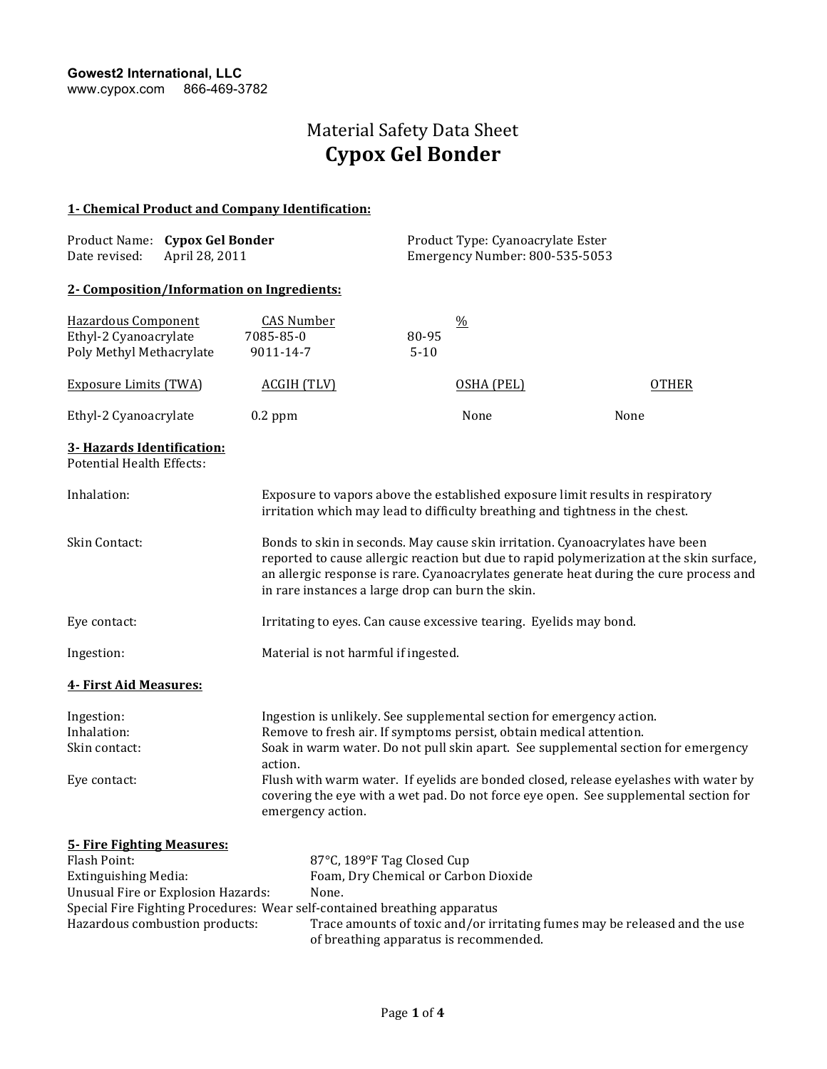**Gowest2 International, LLC**
www.cypox.com 866-469-3782

# Material Safety Data Sheet
# Cypox Gel Bonder

## 1- Chemical Product and Company Identification:

| | |
|---|---|
| Product Name: **Cypox Gel Bonder** | Product Type: Cyanoacrylate Ester |
| Date revised: April 28, 2011 | Emergency Number: 800-535-5053 |

## 2- Composition/Information on Ingredients:

| Hazardous Component | CAS Number | % |
|---|---|---|
| Ethyl-2 Cyanoacrylate | 7085-85-0 | 80-95 |
| Poly Methyl Methacrylate | 9011-14-7 | 5-10 |

| Exposure Limits (TWA) | ACGIH (TLV) | OSHA (PEL) | OTHER |
|---|---|---|---|
| Ethyl-2 Cyanoacrylate | 0.2 ppm | None | None |

## 3- Hazards Identification:

Potential Health Effects:

**Inhalation:** Exposure to vapors above the established exposure limit results in respiratory irritation which may lead to difficulty breathing and tightness in the chest.

**Skin Contact:** Bonds to skin in seconds. May cause skin irritation. Cyanoacrylates have been reported to cause allergic reaction but due to rapid polymerization at the skin surface, an allergic response is rare. Cyanoacrylates generate heat during the cure process and in rare instances a large drop can burn the skin.

**Eye contact:** Irritating to eyes. Can cause excessive tearing. Eyelids may bond.

**Ingestion:** Material is not harmful if ingested.

## 4- First Aid Measures:

**Ingestion:** Ingestion is unlikely. See supplemental section for emergency action.

**Inhalation:** Remove to fresh air. If symptoms persist, obtain medical attention.

**Skin contact:** Soak in warm water. Do not pull skin apart. See supplemental section for emergency action.

**Eye contact:** Flush with warm water. If eyelids are bonded closed, release eyelashes with water by covering the eye with a wet pad. Do not force eye open. See supplemental section for emergency action.

## 5- Fire Fighting Measures:

Flash Point: 87°C, 189°F Tag Closed Cup

Extinguishing Media: Foam, Dry Chemical or Carbon Dioxide

Unusual Fire or Explosion Hazards: None.

Special Fire Fighting Procedures: Wear self-contained breathing apparatus

Hazardous combustion products: Trace amounts of toxic and/or irritating fumes may be released and the use of breathing apparatus is recommended.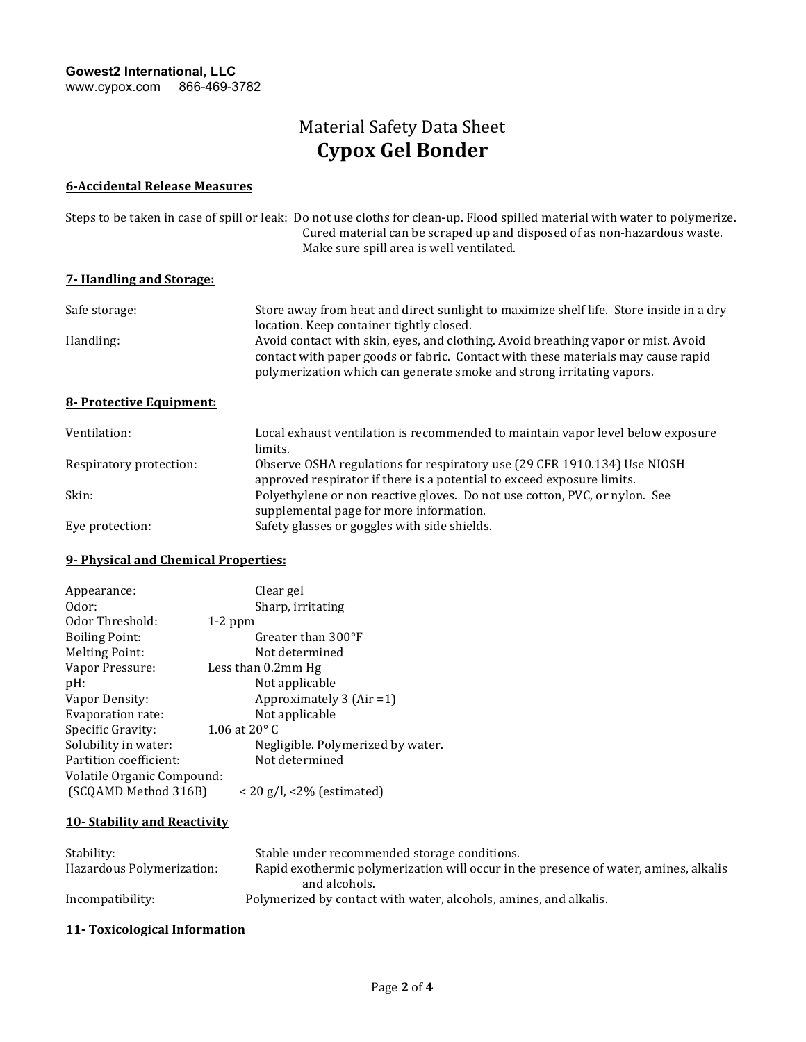**Gowest2 International, LLC**
www.cypox.com 866-469-3782

# Material Safety Data Sheet
# **Cypox Gel Bonder**

## 6-Accidental Release Measures

Steps to be taken in case of spill or leak: Do not use cloths for clean-up. Flood spilled material with water to polymerize. Cured material can be scraped up and disposed of as non-hazardous waste. Make sure spill area is well ventilated.

## 7- Handling and Storage:

| | |
|---|---|
| Safe storage: | Store away from heat and direct sunlight to maximize shelf life. Store inside in a dry location. Keep container tightly closed. |
| Handling: | Avoid contact with skin, eyes, and clothing. Avoid breathing vapor or mist. Avoid contact with paper goods or fabric. Contact with these materials may cause rapid polymerization which can generate smoke and strong irritating vapors. |

## 8- Protective Equipment:

| | |
|---|---|
| Ventilation: | Local exhaust ventilation is recommended to maintain vapor level below exposure limits. |
| Respiratory protection: | Observe OSHA regulations for respiratory use (29 CFR 1910.134) Use NIOSH approved respirator if there is a potential to exceed exposure limits. |
| Skin: | Polyethylene or non reactive gloves. Do not use cotton, PVC, or nylon. See supplemental page for more information. |
| Eye protection: | Safety glasses or goggles with side shields. |

## 9- Physical and Chemical Properties:

| | |
|---|---|
| Appearance: | Clear gel |
| Odor: | Sharp, irritating |
| Odor Threshold: | 1-2 ppm |
| Boiling Point: | Greater than 300°F |
| Melting Point: | Not determined |
| Vapor Pressure: | Less than 0.2mm Hg |
| pH: | Not applicable |
| Vapor Density: | Approximately 3 (Air =1) |
| Evaporation rate: | Not applicable |
| Specific Gravity: | 1.06 at 20° C |
| Solubility in water: | Negligible. Polymerized by water. |
| Partition coefficient: | Not determined |
| Volatile Organic Compound: (SCQAMD Method 316B) | < 20 g/l, <2% (estimated) |

## 10- Stability and Reactivity

| | |
|---|---|
| Stability: | Stable under recommended storage conditions. |
| Hazardous Polymerization: | Rapid exothermic polymerization will occur in the presence of water, amines, alkalis and alcohols. |
| Incompatibility: | Polymerized by contact with water, alcohols, amines, and alkalis. |

## 11- Toxicological Information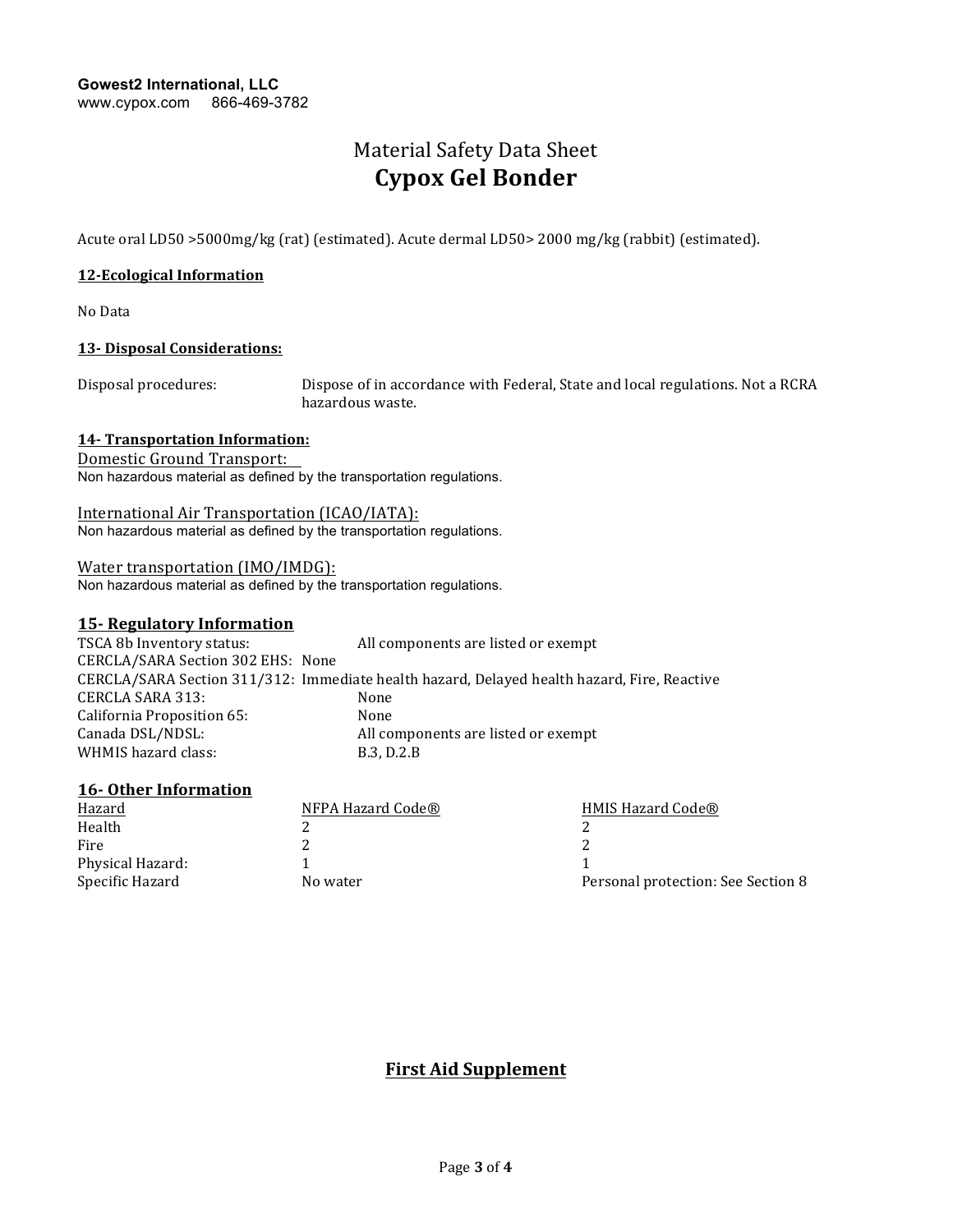Acute oral LD50 >5000mg/kg (rat) (estimated). Acute dermal LD50> 2000 mg/kg (rabbit) (estimated).

**12-Ecological Information**

No Data

**13- Disposal Considerations:**

| | |
|---|---|
| Disposal procedures: | Dispose of in accordance with Federal, State and local regulations. Not a RCRA hazardous waste. |

**14- Transportation Information:**

Domestic Ground Transport:

Non hazardous material as defined by the transportation regulations.

International Air Transportation (ICAO/IATA):

Non hazardous material as defined by the transportation regulations.

Water transportation (IMO/IMDG):

Non hazardous material as defined by the transportation regulations.

## 15- Regulatory Information

| | |
|---|---|
| TSCA 8b Inventory status: | All components are listed or exempt |
| CERCLA/SARA Section 302 EHS: | None |
| CERCLA/SARA Section 311/312: | Immediate health hazard, Delayed health hazard, Fire, Reactive |
| CERCLA SARA 313: | None |
| California Proposition 65: | None |
| Canada DSL/NDSL: | All components are listed or exempt |
| WHMIS hazard class: | B.3, D.2.B |

## 16- Other Information

| Hazard | NFPA Hazard Code® | HMIS Hazard Code® |
|---|---|---|
| Health | 2 | 2 |
| Fire | 2 | 2 |
| Physical Hazard: | 1 | 1 |
| Specific Hazard | No water | Personal protection: See Section 8 |

## First Aid Supplement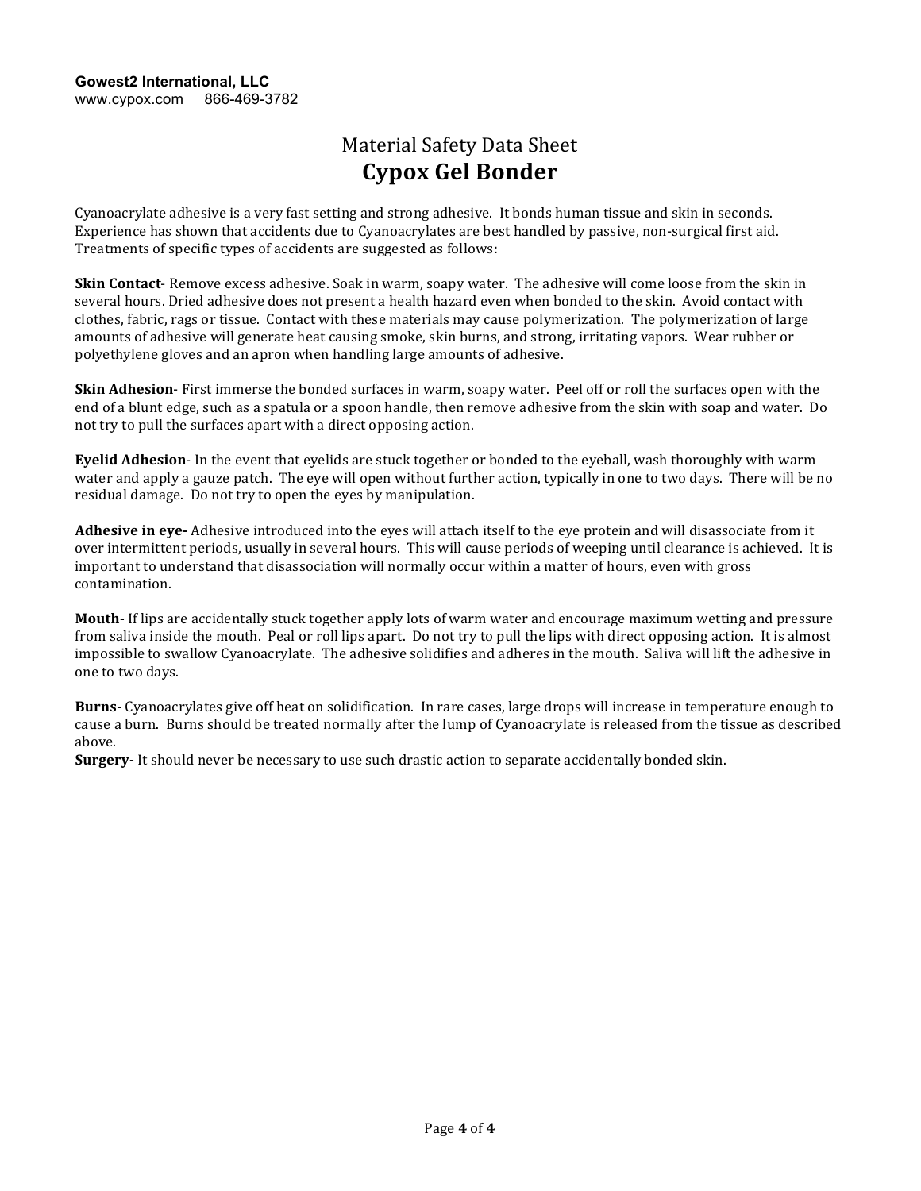**Gowest2 International, LLC**
www.cypox.com     866-469-3782

# Material Safety Data Sheet
## Cypox Gel Bonder

Cyanoacrylate adhesive is a very fast setting and strong adhesive. It bonds human tissue and skin in seconds. Experience has shown that accidents due to Cyanoacrylates are best handled by passive, non-surgical first aid. Treatments of specific types of accidents are suggested as follows:

**Skin Contact**- Remove excess adhesive. Soak in warm, soapy water. The adhesive will come loose from the skin in several hours. Dried adhesive does not present a health hazard even when bonded to the skin. Avoid contact with clothes, fabric, rags or tissue. Contact with these materials may cause polymerization. The polymerization of large amounts of adhesive will generate heat causing smoke, skin burns, and strong, irritating vapors. Wear rubber or polyethylene gloves and an apron when handling large amounts of adhesive.

**Skin Adhesion**- First immerse the bonded surfaces in warm, soapy water. Peel off or roll the surfaces open with the end of a blunt edge, such as a spatula or a spoon handle, then remove adhesive from the skin with soap and water. Do not try to pull the surfaces apart with a direct opposing action.

**Eyelid Adhesion**- In the event that eyelids are stuck together or bonded to the eyeball, wash thoroughly with warm water and apply a gauze patch. The eye will open without further action, typically in one to two days. There will be no residual damage. Do not try to open the eyes by manipulation.

**Adhesive in eye-** Adhesive introduced into the eyes will attach itself to the eye protein and will disassociate from it over intermittent periods, usually in several hours. This will cause periods of weeping until clearance is achieved. It is important to understand that disassociation will normally occur within a matter of hours, even with gross contamination.

**Mouth-** If lips are accidentally stuck together apply lots of warm water and encourage maximum wetting and pressure from saliva inside the mouth. Peal or roll lips apart. Do not try to pull the lips with direct opposing action. It is almost impossible to swallow Cyanoacrylate. The adhesive solidifies and adheres in the mouth. Saliva will lift the adhesive in one to two days.

**Burns-** Cyanoacrylates give off heat on solidification. In rare cases, large drops will increase in temperature enough to cause a burn. Burns should be treated normally after the lump of Cyanoacrylate is released from the tissue as described above.

**Surgery-** It should never be necessary to use such drastic action to separate accidentally bonded skin.